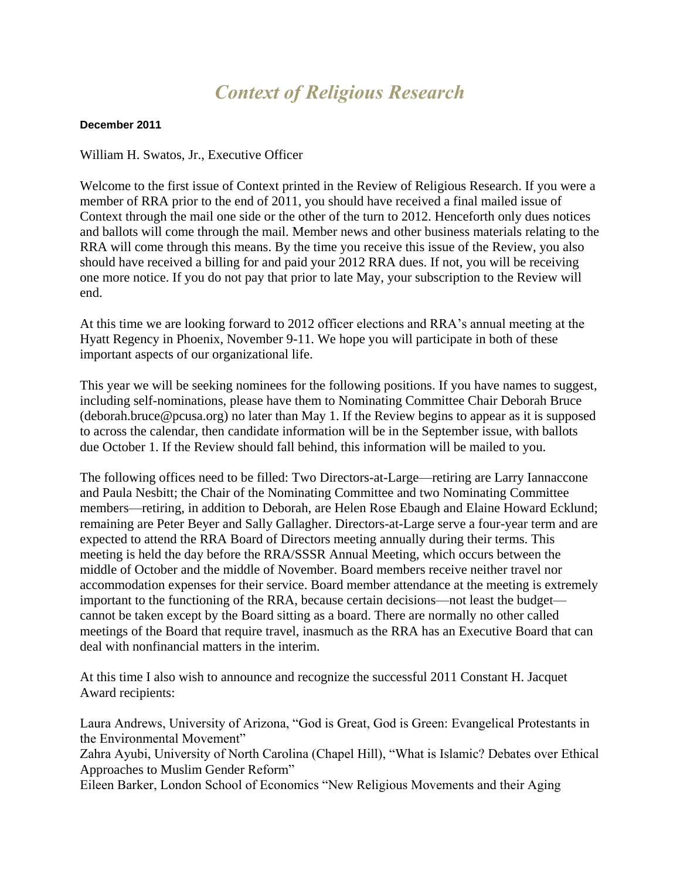# *Context of Religious Research*

**December 2011**

William H. Swatos, Jr., Executive Officer

Welcome to the first issue of Context printed in the Review of Religious Research. If you were a member of RRA prior to the end of 2011, you should have received a final mailed issue of Context through the mail one side or the other of the turn to 2012. Henceforth only dues notices and ballots will come through the mail. Member news and other business materials relating to the RRA will come through this means. By the time you receive this issue of the Review, you also should have received a billing for and paid your 2012 RRA dues. If not, you will be receiving one more notice. If you do not pay that prior to late May, your subscription to the Review will end.

At this time we are looking forward to 2012 officer elections and RRA's annual meeting at the Hyatt Regency in Phoenix, November 9-11. We hope you will participate in both of these important aspects of our organizational life.

This year we will be seeking nominees for the following positions. If you have names to suggest, including self-nominations, please have them to Nominating Committee Chair Deborah Bruce (deborah.bruce@pcusa.org) no later than May 1. If the Review begins to appear as it is supposed to across the calendar, then candidate information will be in the September issue, with ballots due October 1. If the Review should fall behind, this information will be mailed to you.

The following offices need to be filled: Two Directors-at-Large—retiring are Larry Iannaccone and Paula Nesbitt; the Chair of the Nominating Committee and two Nominating Committee members—retiring, in addition to Deborah, are Helen Rose Ebaugh and Elaine Howard Ecklund; remaining are Peter Beyer and Sally Gallagher. Directors-at-Large serve a four-year term and are expected to attend the RRA Board of Directors meeting annually during their terms. This meeting is held the day before the RRA/SSSR Annual Meeting, which occurs between the middle of October and the middle of November. Board members receive neither travel nor accommodation expenses for their service. Board member attendance at the meeting is extremely important to the functioning of the RRA, because certain decisions—not least the budget—cannot be taken except by the Board sitting as a board. There are normally no other called meetings of the Board that require travel, inasmuch as the RRA has an Executive Board that can deal with nonfinancial matters in the interim.

At this time I also wish to announce and recognize the successful 2011 Constant H. Jacquet Award recipients:

Laura Andrews, University of Arizona, "God is Great, God is Green: Evangelical Protestants in the Environmental Movement"
Zahra Ayubi, University of North Carolina (Chapel Hill), "What is Islamic? Debates over Ethical Approaches to Muslim Gender Reform"
Eileen Barker, London School of Economics "New Religious Movements and their Aging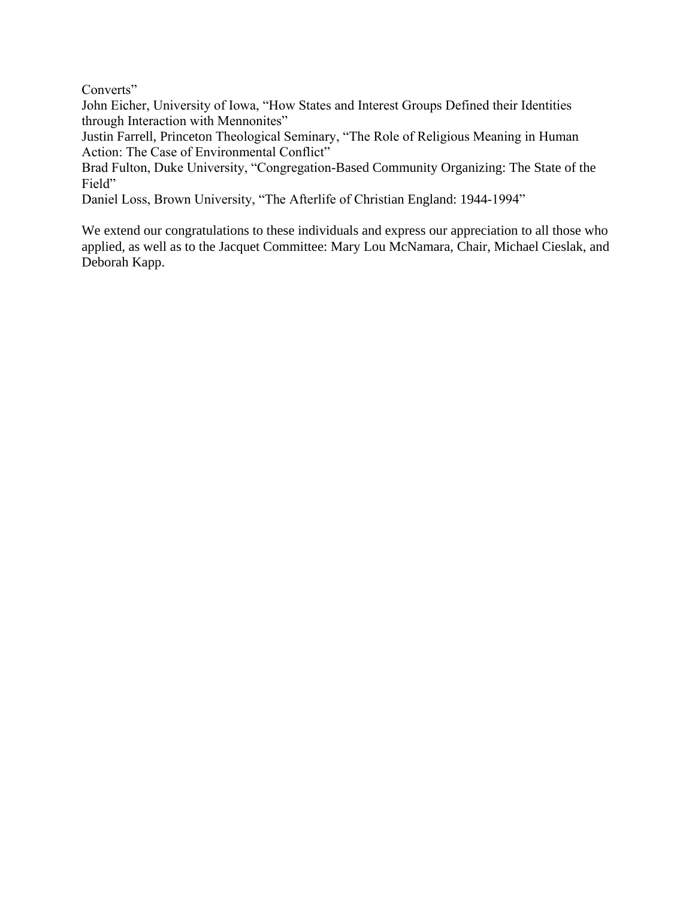Converts"

John Eicher, University of Iowa, "How States and Interest Groups Defined their Identities through Interaction with Mennonites"

Justin Farrell, Princeton Theological Seminary, "The Role of Religious Meaning in Human Action: The Case of Environmental Conflict"

Brad Fulton, Duke University, "Congregation-Based Community Organizing: The State of the Field"

Daniel Loss, Brown University, "The Afterlife of Christian England: 1944-1994"

We extend our congratulations to these individuals and express our appreciation to all those who applied, as well as to the Jacquet Committee: Mary Lou McNamara, Chair, Michael Cieslak, and Deborah Kapp.